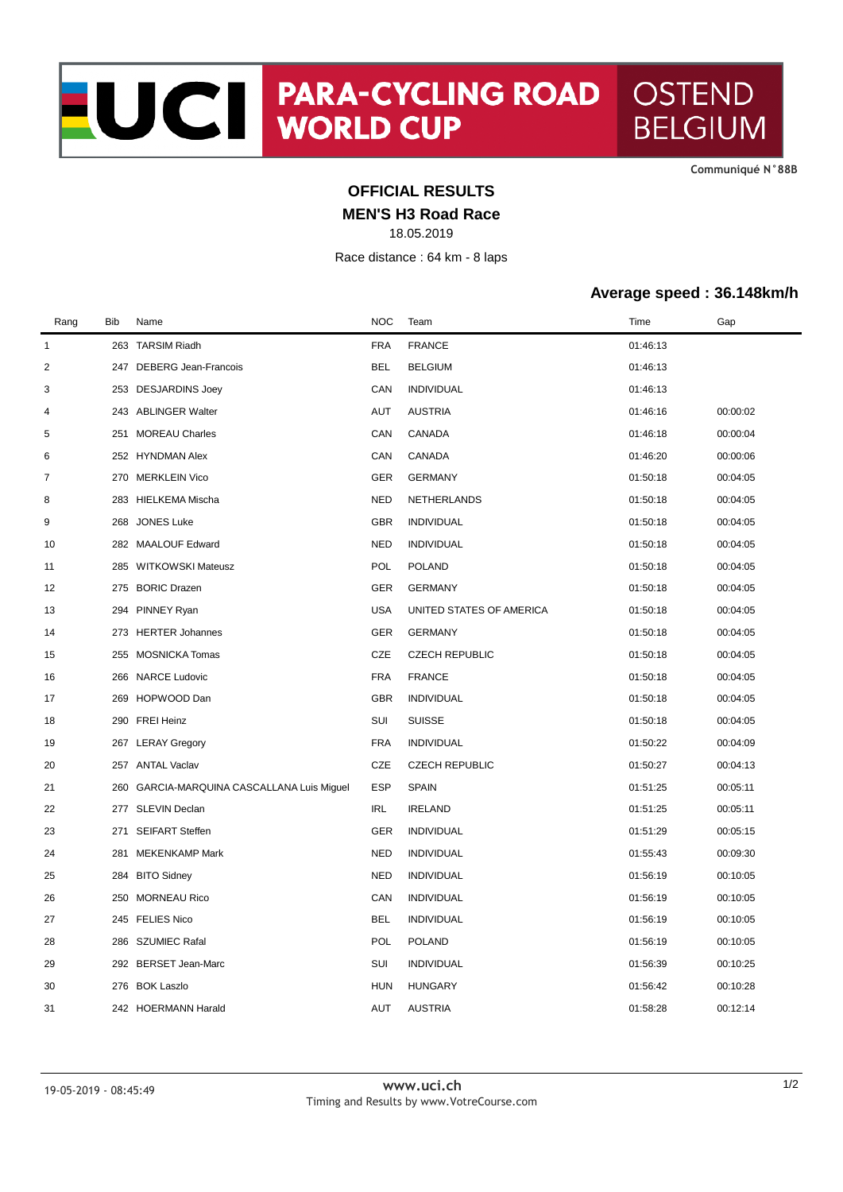UCI PARA-CYCLING ROAD WORLD CUP OSTEND BELGIUM

Communiqué N°88B

## OFFICIAL RESULTS

## MEN'S H3 Road Race

18.05.2019

Race distance : 64 km - 8 laps

### Average speed : 36.148km/h

| Rang | Bib | Name | NOC | Team | Time | Gap |
|---|---|---|---|---|---|---|
| 1 | 263 | TARSIM Riadh | FRA | FRANCE | 01:46:13 | |
| 2 | 247 | DEBERG Jean-Francois | BEL | BELGIUM | 01:46:13 | |
| 3 | 253 | DESJARDINS Joey | CAN | INDIVIDUAL | 01:46:13 | |
| 4 | 243 | ABLINGER Walter | AUT | AUSTRIA | 01:46:16 | 00:00:02 |
| 5 | 251 | MOREAU Charles | CAN | CANADA | 01:46:18 | 00:00:04 |
| 6 | 252 | HYNDMAN Alex | CAN | CANADA | 01:46:20 | 00:00:06 |
| 7 | 270 | MERKLEIN Vico | GER | GERMANY | 01:50:18 | 00:04:05 |
| 8 | 283 | HIELKEMA Mischa | NED | NETHERLANDS | 01:50:18 | 00:04:05 |
| 9 | 268 | JONES Luke | GBR | INDIVIDUAL | 01:50:18 | 00:04:05 |
| 10 | 282 | MAALOUF Edward | NED | INDIVIDUAL | 01:50:18 | 00:04:05 |
| 11 | 285 | WITKOWSKI Mateusz | POL | POLAND | 01:50:18 | 00:04:05 |
| 12 | 275 | BORIC Drazen | GER | GERMANY | 01:50:18 | 00:04:05 |
| 13 | 294 | PINNEY Ryan | USA | UNITED STATES OF AMERICA | 01:50:18 | 00:04:05 |
| 14 | 273 | HERTER Johannes | GER | GERMANY | 01:50:18 | 00:04:05 |
| 15 | 255 | MOSNICKA Tomas | CZE | CZECH REPUBLIC | 01:50:18 | 00:04:05 |
| 16 | 266 | NARCE Ludovic | FRA | FRANCE | 01:50:18 | 00:04:05 |
| 17 | 269 | HOPWOOD Dan | GBR | INDIVIDUAL | 01:50:18 | 00:04:05 |
| 18 | 290 | FREI Heinz | SUI | SUISSE | 01:50:18 | 00:04:05 |
| 19 | 267 | LERAY Gregory | FRA | INDIVIDUAL | 01:50:22 | 00:04:09 |
| 20 | 257 | ANTAL Vaclav | CZE | CZECH REPUBLIC | 01:50:27 | 00:04:13 |
| 21 | 260 | GARCIA-MARQUINA CASCALLANA Luis Miguel | ESP | SPAIN | 01:51:25 | 00:05:11 |
| 22 | 277 | SLEVIN Declan | IRL | IRELAND | 01:51:25 | 00:05:11 |
| 23 | 271 | SEIFART Steffen | GER | INDIVIDUAL | 01:51:29 | 00:05:15 |
| 24 | 281 | MEKENKAMP Mark | NED | INDIVIDUAL | 01:55:43 | 00:09:30 |
| 25 | 284 | BITO Sidney | NED | INDIVIDUAL | 01:56:19 | 00:10:05 |
| 26 | 250 | MORNEAU Rico | CAN | INDIVIDUAL | 01:56:19 | 00:10:05 |
| 27 | 245 | FELIES Nico | BEL | INDIVIDUAL | 01:56:19 | 00:10:05 |
| 28 | 286 | SZUMIEC Rafal | POL | POLAND | 01:56:19 | 00:10:05 |
| 29 | 292 | BERSET Jean-Marc | SUI | INDIVIDUAL | 01:56:39 | 00:10:25 |
| 30 | 276 | BOK Laszlo | HUN | HUNGARY | 01:56:42 | 00:10:28 |
| 31 | 242 | HOERMANN Harald | AUT | AUSTRIA | 01:58:28 | 00:12:14 |

19-05-2019 - 08:45:49

www.uci.ch

Timing and Results by www.VotreCourse.com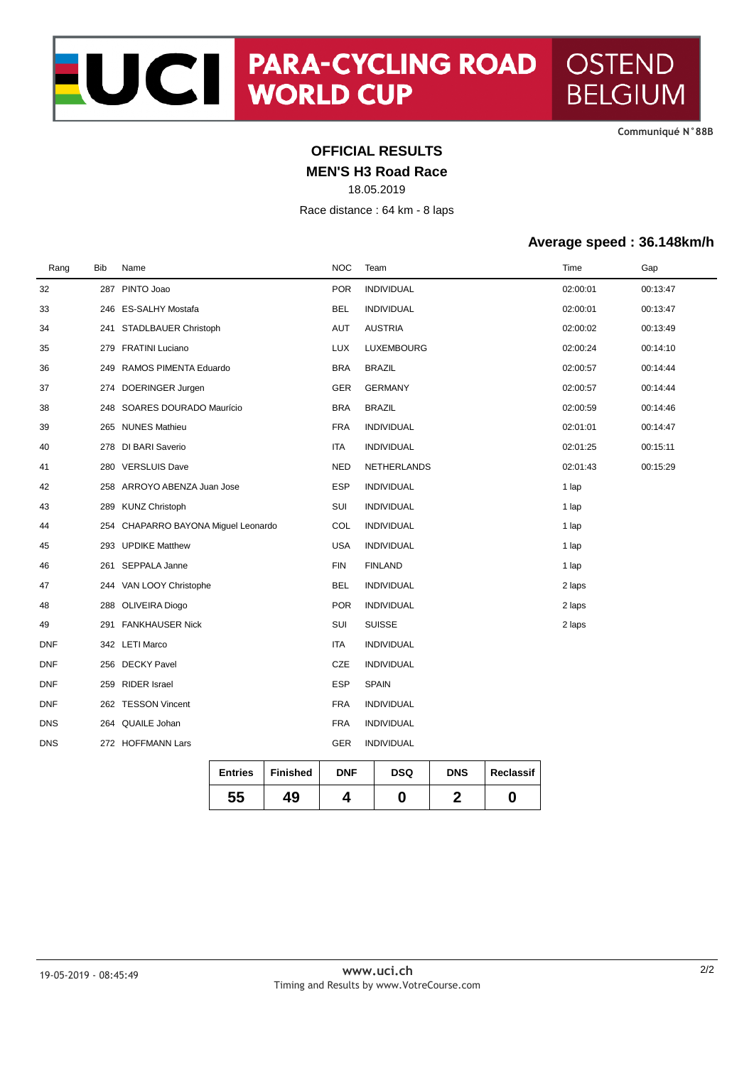UCI PARA-CYCLING ROAD WORLD CUP OSTEND BELGIUM

Communiqué N°88B

## OFFICIAL RESULTS

## MEN'S H3 Road Race

18.05.2019

Race distance : 64 km - 8 laps

### Average speed : 36.148km/h

| Rang | Bib | Name | NOC | Team | Time | Gap |
|---|---|---|---|---|---|---|
| 32 | 287 | PINTO Joao | POR | INDIVIDUAL | 02:00:01 | 00:13:47 |
| 33 | 246 | ES-SALHY Mostafa | BEL | INDIVIDUAL | 02:00:01 | 00:13:47 |
| 34 | 241 | STADLBAUER Christoph | AUT | AUSTRIA | 02:00:02 | 00:13:49 |
| 35 | 279 | FRATINI Luciano | LUX | LUXEMBOURG | 02:00:24 | 00:14:10 |
| 36 | 249 | RAMOS PIMENTA Eduardo | BRA | BRAZIL | 02:00:57 | 00:14:44 |
| 37 | 274 | DOERINGER Jurgen | GER | GERMANY | 02:00:57 | 00:14:44 |
| 38 | 248 | SOARES DOURADO Maurício | BRA | BRAZIL | 02:00:59 | 00:14:46 |
| 39 | 265 | NUNES Mathieu | FRA | INDIVIDUAL | 02:01:01 | 00:14:47 |
| 40 | 278 | DI BARI Saverio | ITA | INDIVIDUAL | 02:01:25 | 00:15:11 |
| 41 | 280 | VERSLUIS Dave | NED | NETHERLANDS | 02:01:43 | 00:15:29 |
| 42 | 258 | ARROYO ABENZA Juan Jose | ESP | INDIVIDUAL | 1 lap | |
| 43 | 289 | KUNZ Christoph | SUI | INDIVIDUAL | 1 lap | |
| 44 | 254 | CHAPARRO BAYONA Miguel Leonardo | COL | INDIVIDUAL | 1 lap | |
| 45 | 293 | UPDIKE Matthew | USA | INDIVIDUAL | 1 lap | |
| 46 | 261 | SEPPALA Janne | FIN | FINLAND | 1 lap | |
| 47 | 244 | VAN LOOY Christophe | BEL | INDIVIDUAL | 2 laps | |
| 48 | 288 | OLIVEIRA Diogo | POR | INDIVIDUAL | 2 laps | |
| 49 | 291 | FANKHAUSER Nick | SUI | SUISSE | 2 laps | |
| DNF | 342 | LETI Marco | ITA | INDIVIDUAL | | |
| DNF | 256 | DECKY Pavel | CZE | INDIVIDUAL | | |
| DNF | 259 | RIDER Israel | ESP | SPAIN | | |
| DNF | 262 | TESSON Vincent | FRA | INDIVIDUAL | | |
| DNS | 264 | QUAILE Johan | FRA | INDIVIDUAL | | |
| DNS | 272 | HOFFMANN Lars | GER | INDIVIDUAL | | |

| Entries | Finished | DNF | DSQ | DNS | Reclassif |
|---|---|---|---|---|---|
| 55 | 49 | 4 | 0 | 2 | 0 |

19-05-2019 - 08:45:49

www.uci.ch

Timing and Results by www.VotreCourse.com